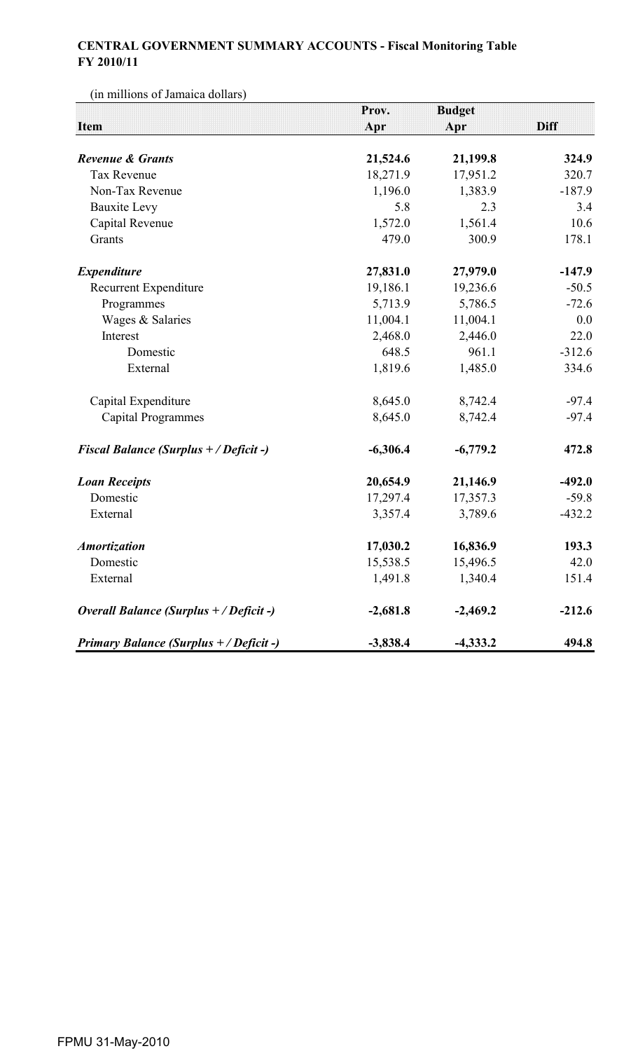**CENTRAL GOVERNMENT SUMMARY ACCOUNTS - Fiscal Monitoring Table**
**FY 2010/11**

(in millions of Jamaica dollars)

| Item | Prov. Apr | Budget Apr | Diff |
|---|---|---|---|
| ***Revenue & Grants*** | **21,524.6** | **21,199.8** | **324.9** |
| Tax Revenue | 18,271.9 | 17,951.2 | 320.7 |
| Non-Tax Revenue | 1,196.0 | 1,383.9 | -187.9 |
| Bauxite Levy | 5.8 | 2.3 | 3.4 |
| Capital Revenue | 1,572.0 | 1,561.4 | 10.6 |
| Grants | 479.0 | 300.9 | 178.1 |
| ***Expenditure*** | **27,831.0** | **27,979.0** | **-147.9** |
| Recurrent Expenditure | 19,186.1 | 19,236.6 | -50.5 |
| Programmes | 5,713.9 | 5,786.5 | -72.6 |
| Wages & Salaries | 11,004.1 | 11,004.1 | 0.0 |
| Interest | 2,468.0 | 2,446.0 | 22.0 |
| Domestic | 648.5 | 961.1 | -312.6 |
| External | 1,819.6 | 1,485.0 | 334.6 |
| Capital Expenditure | 8,645.0 | 8,742.4 | -97.4 |
| Capital Programmes | 8,645.0 | 8,742.4 | -97.4 |
| ***Fiscal Balance (Surplus + / Deficit -)*** | **-6,306.4** | **-6,779.2** | **472.8** |
| ***Loan Receipts*** | **20,654.9** | **21,146.9** | **-492.0** |
| Domestic | 17,297.4 | 17,357.3 | -59.8 |
| External | 3,357.4 | 3,789.6 | -432.2 |
| ***Amortization*** | **17,030.2** | **16,836.9** | **193.3** |
| Domestic | 15,538.5 | 15,496.5 | 42.0 |
| External | 1,491.8 | 1,340.4 | 151.4 |
| ***Overall Balance (Surplus + / Deficit -)*** | **-2,681.8** | **-2,469.2** | **-212.6** |
| ***Primary Balance (Surplus + / Deficit -)*** | **-3,838.4** | **-4,333.2** | **494.8** |

FPMU 31-May-2010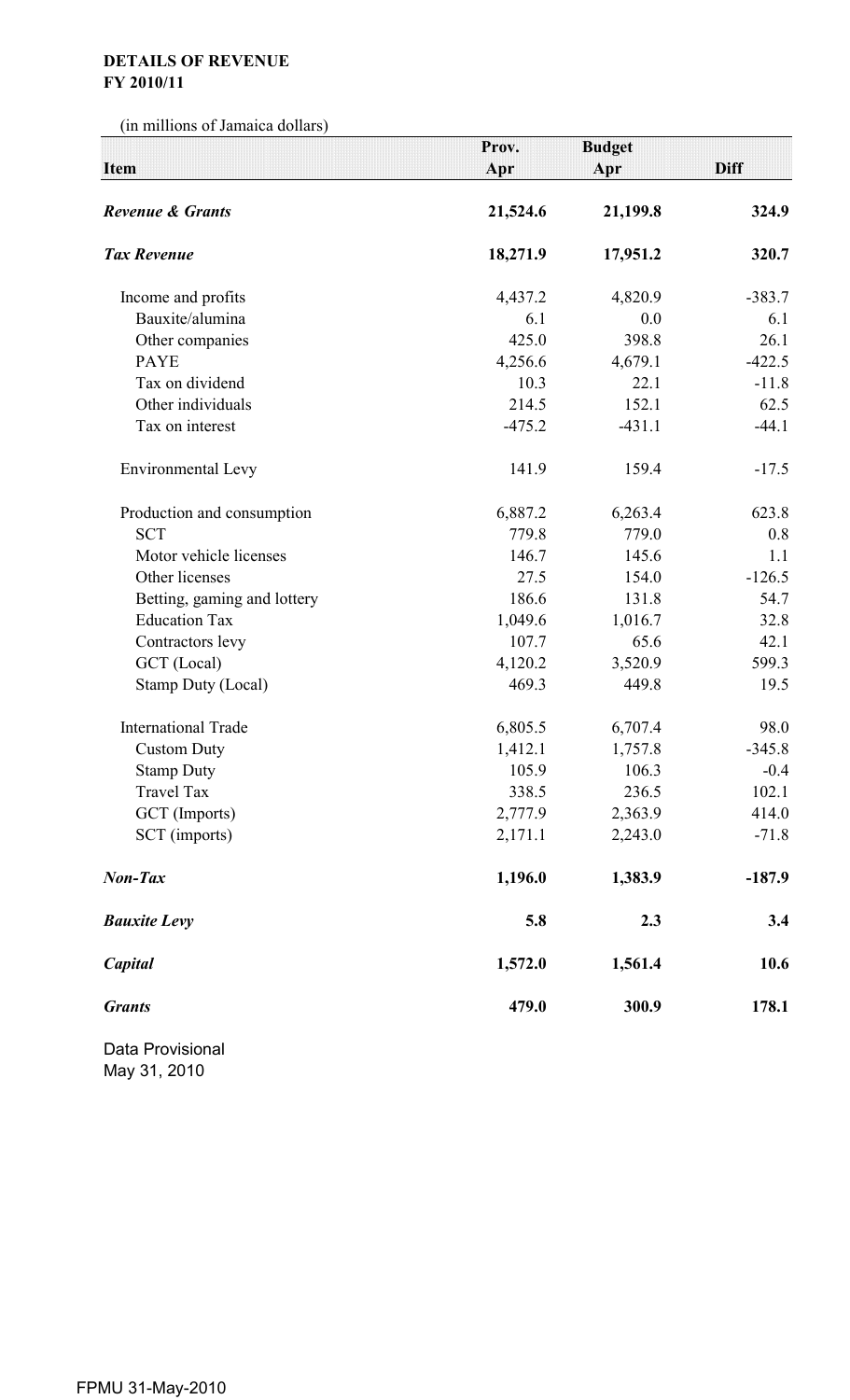**DETAILS OF REVENUE**
**FY 2010/11**

(in millions of Jamaica dollars)

| Item | Prov. Apr | Budget Apr | Diff |
|---|---|---|---|
| ***Revenue & Grants*** | **21,524.6** | **21,199.8** | **324.9** |
| ***Tax Revenue*** | **18,271.9** | **17,951.2** | **320.7** |
| Income and profits | 4,437.2 | 4,820.9 | -383.7 |
| Bauxite/alumina | 6.1 | 0.0 | 6.1 |
| Other companies | 425.0 | 398.8 | 26.1 |
| PAYE | 4,256.6 | 4,679.1 | -422.5 |
| Tax on dividend | 10.3 | 22.1 | -11.8 |
| Other individuals | 214.5 | 152.1 | 62.5 |
| Tax on interest | -475.2 | -431.1 | -44.1 |
| Environmental Levy | 141.9 | 159.4 | -17.5 |
| Production and consumption | 6,887.2 | 6,263.4 | 623.8 |
| SCT | 779.8 | 779.0 | 0.8 |
| Motor vehicle licenses | 146.7 | 145.6 | 1.1 |
| Other licenses | 27.5 | 154.0 | -126.5 |
| Betting, gaming and lottery | 186.6 | 131.8 | 54.7 |
| Education Tax | 1,049.6 | 1,016.7 | 32.8 |
| Contractors levy | 107.7 | 65.6 | 42.1 |
| GCT (Local) | 4,120.2 | 3,520.9 | 599.3 |
| Stamp Duty (Local) | 469.3 | 449.8 | 19.5 |
| International Trade | 6,805.5 | 6,707.4 | 98.0 |
| Custom Duty | 1,412.1 | 1,757.8 | -345.8 |
| Stamp Duty | 105.9 | 106.3 | -0.4 |
| Travel Tax | 338.5 | 236.5 | 102.1 |
| GCT (Imports) | 2,777.9 | 2,363.9 | 414.0 |
| SCT (imports) | 2,171.1 | 2,243.0 | -71.8 |
| ***Non-Tax*** | **1,196.0** | **1,383.9** | **-187.9** |
| ***Bauxite Levy*** | **5.8** | **2.3** | **3.4** |
| ***Capital*** | **1,572.0** | **1,561.4** | **10.6** |
| ***Grants*** | **479.0** | **300.9** | **178.1** |

Data Provisional
May 31, 2010